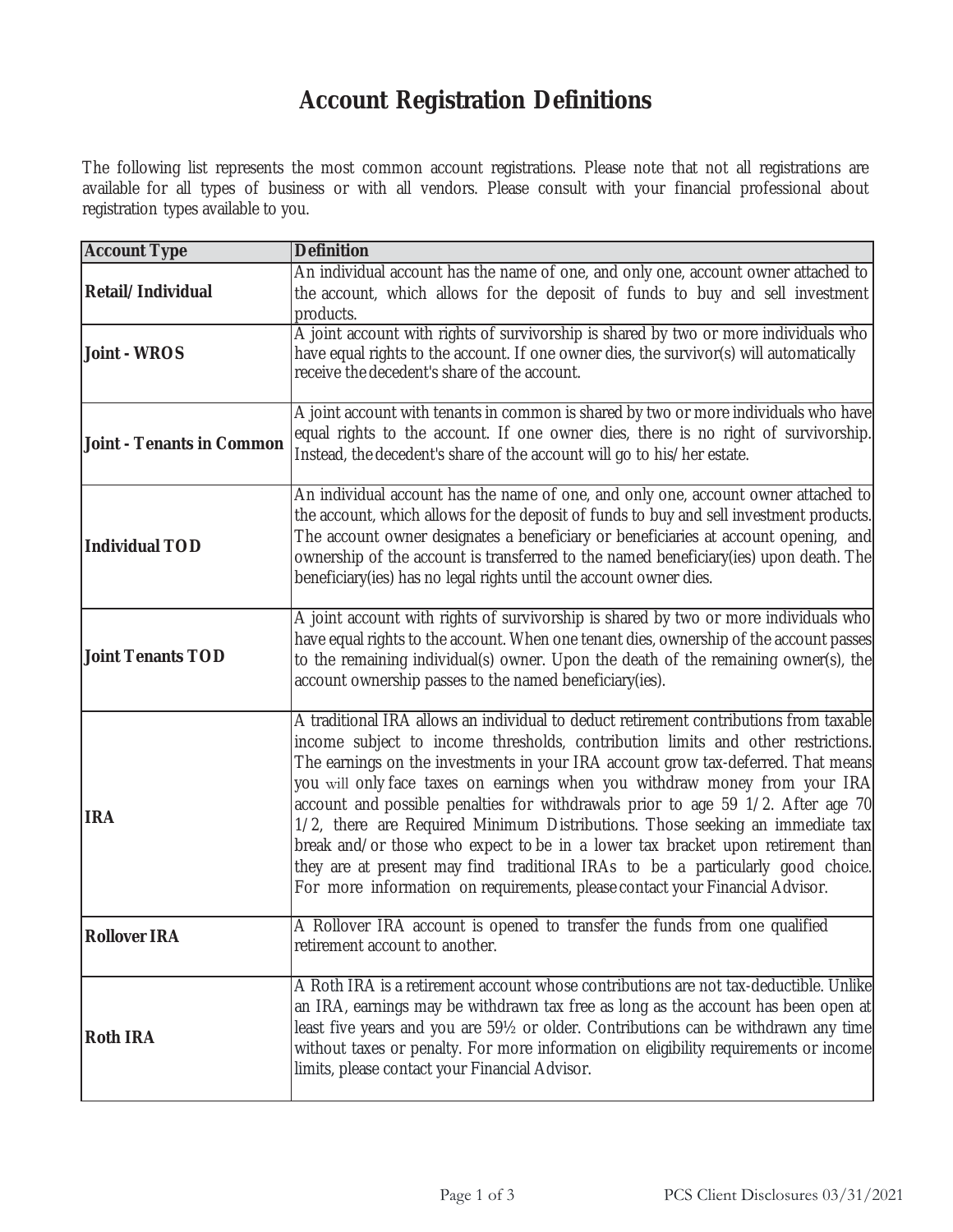# Account Registration Definitions

The following list represents the most common account registrations. Please note that not all registrations are available for all types of business or with all vendors. Please consult with your financial professional about registration types available to you.

| Account Type | Definition |
|---|---|
| **Retail/Individual** | An individual account has the name of one, and only one, account owner attached to the account, which allows for the deposit of funds to buy and sell investment products. |
| **Joint - WROS** | A joint account with rights of survivorship is shared by two or more individuals who have equal rights to the account. If one owner dies, the survivor(s) will automatically receive the decedent's share of the account. |
| **Joint - Tenants in Common** | A joint account with tenants in common is shared by two or more individuals who have equal rights to the account. If one owner dies, there is no right of survivorship. Instead, the decedent's share of the account will go to his/her estate. |
| **Individual TOD** | An individual account has the name of one, and only one, account owner attached to the account, which allows for the deposit of funds to buy and sell investment products. The account owner designates a beneficiary or beneficiaries at account opening, and ownership of the account is transferred to the named beneficiary(ies) upon death. The beneficiary(ies) has no legal rights until the account owner dies. |
| **Joint Tenants TOD** | A joint account with rights of survivorship is shared by two or more individuals who have equal rights to the account. When one tenant dies, ownership of the account passes to the remaining individual(s) owner. Upon the death of the remaining owner(s), the account ownership passes to the named beneficiary(ies). |
| **IRA** | A traditional IRA allows an individual to deduct retirement contributions from taxable income subject to income thresholds, contribution limits and other restrictions. The earnings on the investments in your IRA account grow tax-deferred. That means you will only face taxes on earnings when you withdraw money from your IRA account and possible penalties for withdrawals prior to age 59 1/2. After age 70 1/2, there are Required Minimum Distributions. Those seeking an immediate tax break and/or those who expect to be in a lower tax bracket upon retirement than they are at present may find traditional IRAs to be a particularly good choice. For more information on requirements, please contact your Financial Advisor. |
| **Rollover IRA** | A Rollover IRA account is opened to transfer the funds from one qualified retirement account to another. |
| **Roth IRA** | A Roth IRA is a retirement account whose contributions are not tax-deductible. Unlike an IRA, earnings may be withdrawn tax free as long as the account has been open at least five years and you are 59½ or older. Contributions can be withdrawn any time without taxes or penalty. For more information on eligibility requirements or income limits, please contact your Financial Advisor. |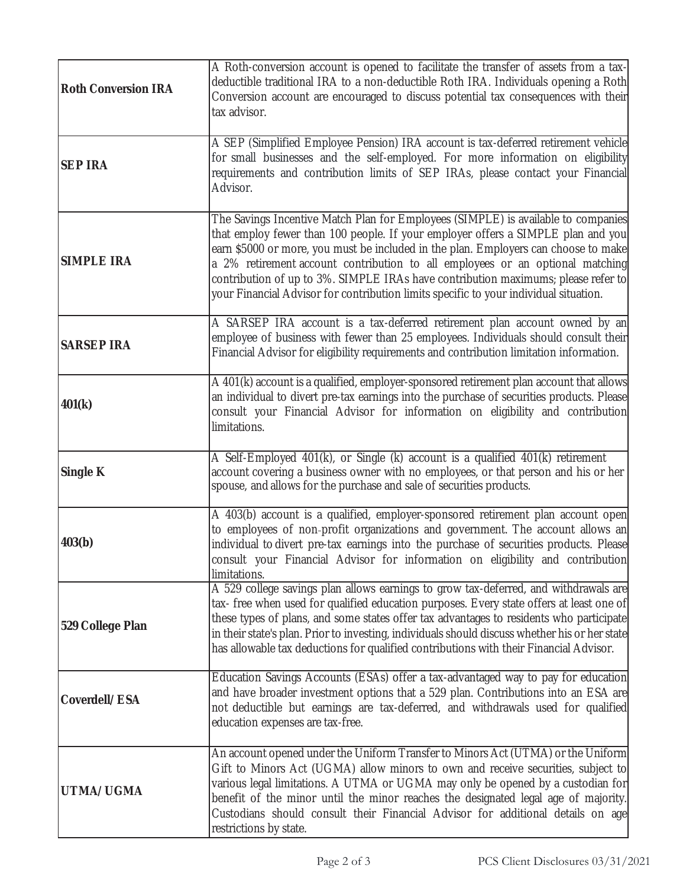| | |
|---|---|
| **Roth Conversion IRA** | A Roth-conversion account is opened to facilitate the transfer of assets from a tax-deductible traditional IRA to a non-deductible Roth IRA. Individuals opening a Roth Conversion account are encouraged to discuss potential tax consequences with their tax advisor. |
| **SEP IRA** | A SEP (Simplified Employee Pension) IRA account is tax-deferred retirement vehicle for small businesses and the self-employed. For more information on eligibility requirements and contribution limits of SEP IRAs, please contact your Financial Advisor. |
| **SIMPLE IRA** | The Savings Incentive Match Plan for Employees (SIMPLE) is available to companies that employ fewer than 100 people. If your employer offers a SIMPLE plan and you earn $5000 or more, you must be included in the plan. Employers can choose to make a 2% retirement account contribution to all employees or an optional matching contribution of up to 3%. SIMPLE IRAs have contribution maximums; please refer to your Financial Advisor for contribution limits specific to your individual situation. |
| **SARSEP IRA** | A SARSEP IRA account is a tax-deferred retirement plan account owned by an employee of business with fewer than 25 employees. Individuals should consult their Financial Advisor for eligibility requirements and contribution limitation information. |
| **401(k)** | A 401(k) account is a qualified, employer-sponsored retirement plan account that allows an individual to divert pre-tax earnings into the purchase of securities products. Please consult your Financial Advisor for information on eligibility and contribution limitations. |
| **Single K** | A Self-Employed 401(k), or Single (k) account is a qualified 401(k) retirement account covering a business owner with no employees, or that person and his or her spouse, and allows for the purchase and sale of securities products. |
| **403(b)** | A 403(b) account is a qualified, employer-sponsored retirement plan account open to employees of non-profit organizations and government. The account allows an individual to divert pre-tax earnings into the purchase of securities products. Please consult your Financial Advisor for information on eligibility and contribution limitations. |
| **529 College Plan** | A 529 college savings plan allows earnings to grow tax-deferred, and withdrawals are tax- free when used for qualified education purposes. Every state offers at least one of these types of plans, and some states offer tax advantages to residents who participate in their state's plan. Prior to investing, individuals should discuss whether his or her state has allowable tax deductions for qualified contributions with their Financial Advisor. |
| **Coverdell/ESA** | Education Savings Accounts (ESAs) offer a tax-advantaged way to pay for education and have broader investment options that a 529 plan. Contributions into an ESA are not deductible but earnings are tax-deferred, and withdrawals used for qualified education expenses are tax-free. |
| **UTMA/UGMA** | An account opened under the Uniform Transfer to Minors Act (UTMA) or the Uniform Gift to Minors Act (UGMA) allow minors to own and receive securities, subject to various legal limitations. A UTMA or UGMA may only be opened by a custodian for benefit of the minor until the minor reaches the designated legal age of majority. Custodians should consult their Financial Advisor for additional details on age restrictions by state. |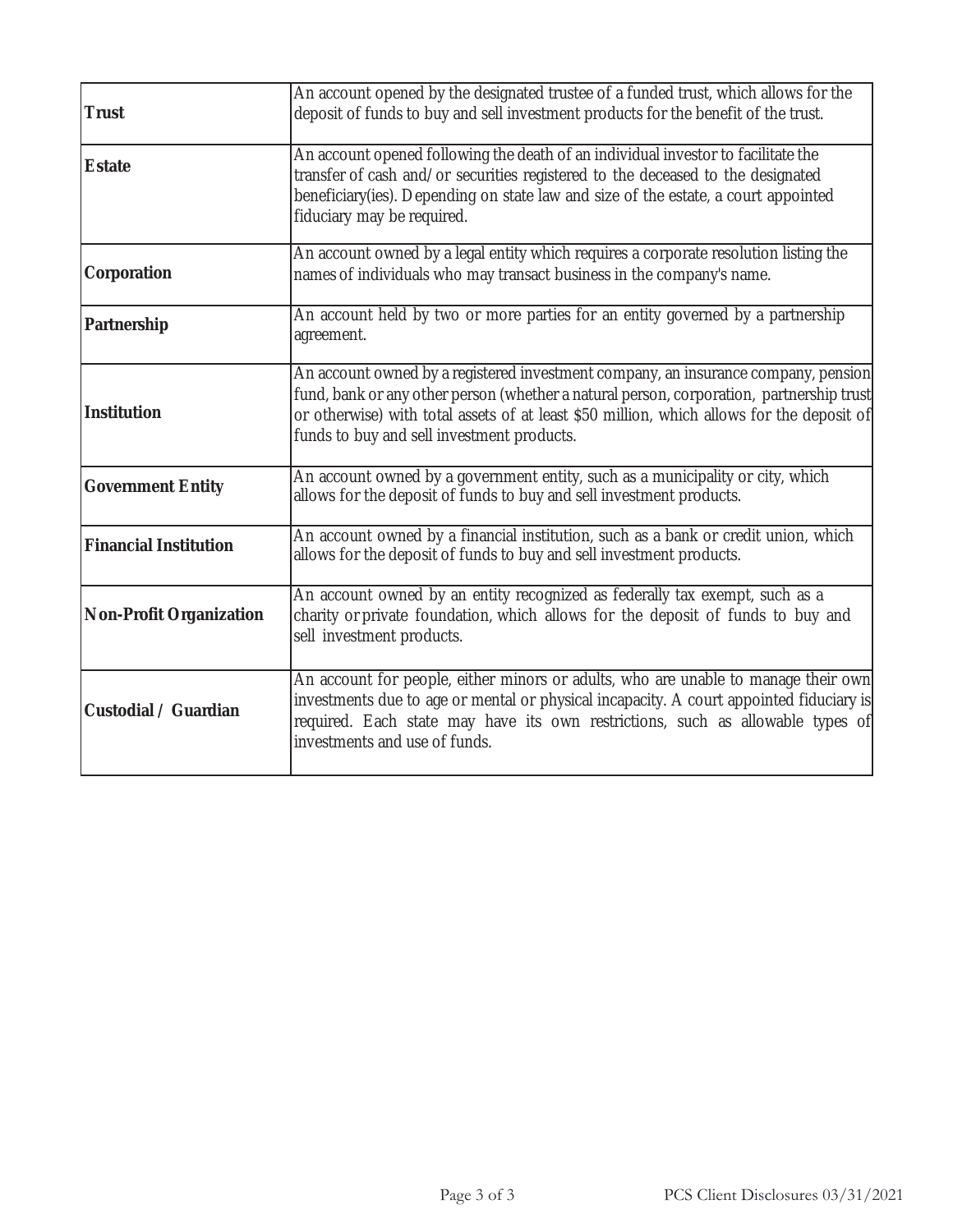| | |
|---|---|
| **Trust** | An account opened by the designated trustee of a funded trust, which allows for the deposit of funds to buy and sell investment products for the benefit of the trust. |
| **Estate** | An account opened following the death of an individual investor to facilitate the transfer of cash and/or securities registered to the deceased to the designated beneficiary(ies). Depending on state law and size of the estate, a court appointed fiduciary may be required. |
| **Corporation** | An account owned by a legal entity which requires a corporate resolution listing the names of individuals who may transact business in the company's name. |
| **Partnership** | An account held by two or more parties for an entity governed by a partnership agreement. |
| **Institution** | An account owned by a registered investment company, an insurance company, pension fund, bank or any other person (whether a natural person, corporation, partnership trust or otherwise) with total assets of at least $50 million, which allows for the deposit of funds to buy and sell investment products. |
| **Government Entity** | An account owned by a government entity, such as a municipality or city, which allows for the deposit of funds to buy and sell investment products. |
| **Financial Institution** | An account owned by a financial institution, such as a bank or credit union, which allows for the deposit of funds to buy and sell investment products. |
| **Non-Profit Organization** | An account owned by an entity recognized as federally tax exempt, such as a charity or private foundation, which allows for the deposit of funds to buy and sell investment products. |
| **Custodial / Guardian** | An account for people, either minors or adults, who are unable to manage their own investments due to age or mental or physical incapacity. A court appointed fiduciary is required. Each state may have its own restrictions, such as allowable types of investments and use of funds. |